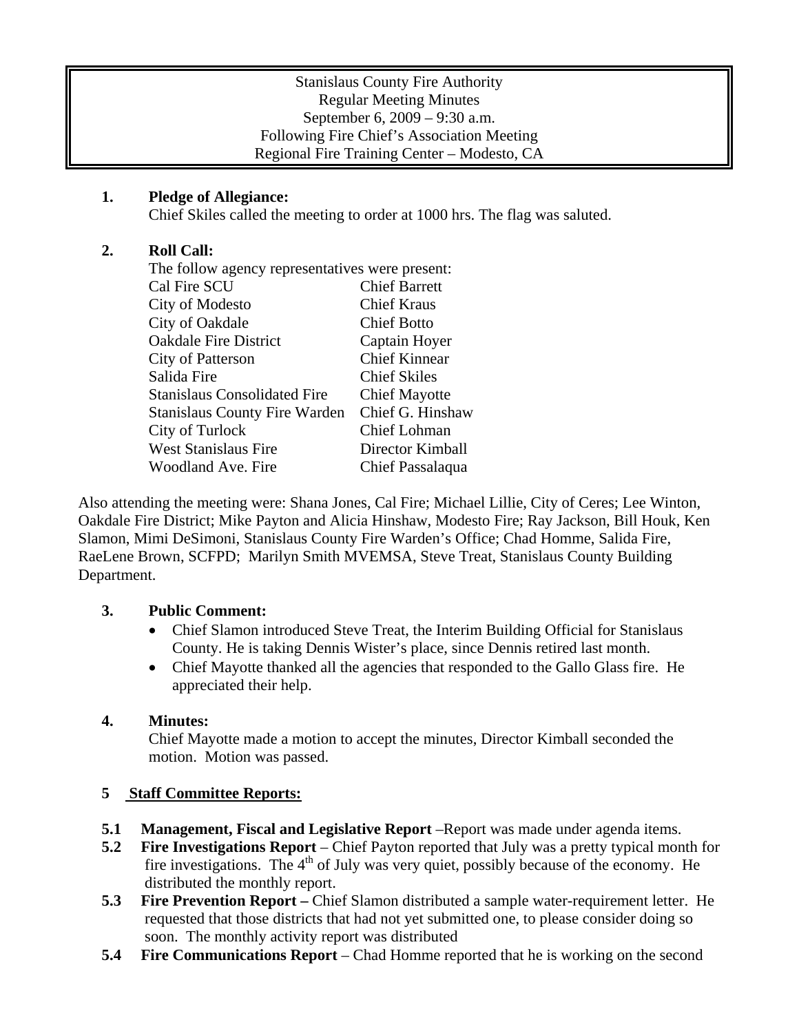Stanislaus County Fire Authority
Regular Meeting Minutes
September 6, 2009 – 9:30 a.m.
Following Fire Chief's Association Meeting
Regional Fire Training Center – Modesto, CA

**1. Pledge of Allegiance:**
Chief Skiles called the meeting to order at 1000 hrs. The flag was saluted.

**2. Roll Call:**
The follow agency representatives were present:

| | |
|---|---|
| Cal Fire SCU | Chief Barrett |
| City of Modesto | Chief Kraus |
| City of Oakdale | Chief Botto |
| Oakdale Fire District | Captain Hoyer |
| City of Patterson | Chief Kinnear |
| Salida Fire | Chief Skiles |
| Stanislaus Consolidated Fire | Chief Mayotte |
| Stanislaus County Fire Warden | Chief G. Hinshaw |
| City of Turlock | Chief Lohman |
| West Stanislaus Fire | Director Kimball |
| Woodland Ave. Fire | Chief Passalaqua |

Also attending the meeting were: Shana Jones, Cal Fire; Michael Lillie, City of Ceres; Lee Winton, Oakdale Fire District; Mike Payton and Alicia Hinshaw, Modesto Fire; Ray Jackson, Bill Houk, Ken Slamon, Mimi DeSimoni, Stanislaus County Fire Warden's Office; Chad Homme, Salida Fire, RaeLene Brown, SCFPD; Marilyn Smith MVEMSA, Steve Treat, Stanislaus County Building Department.

**3. Public Comment:**

- Chief Slamon introduced Steve Treat, the Interim Building Official for Stanislaus County. He is taking Dennis Wister's place, since Dennis retired last month.
- Chief Mayotte thanked all the agencies that responded to the Gallo Glass fire. He appreciated their help.

**4. Minutes:**
Chief Mayotte made a motion to accept the minutes, Director Kimball seconded the motion. Motion was passed.

**5 Staff Committee Reports:**

**5.1 Management, Fiscal and Legislative Report** –Report was made under agenda items.

**5.2 Fire Investigations Report** – Chief Payton reported that July was a pretty typical month for fire investigations. The 4th of July was very quiet, possibly because of the economy. He distributed the monthly report.

**5.3 Fire Prevention Report –** Chief Slamon distributed a sample water-requirement letter. He requested that those districts that had not yet submitted one, to please consider doing so soon. The monthly activity report was distributed

**5.4 Fire Communications Report** – Chad Homme reported that he is working on the second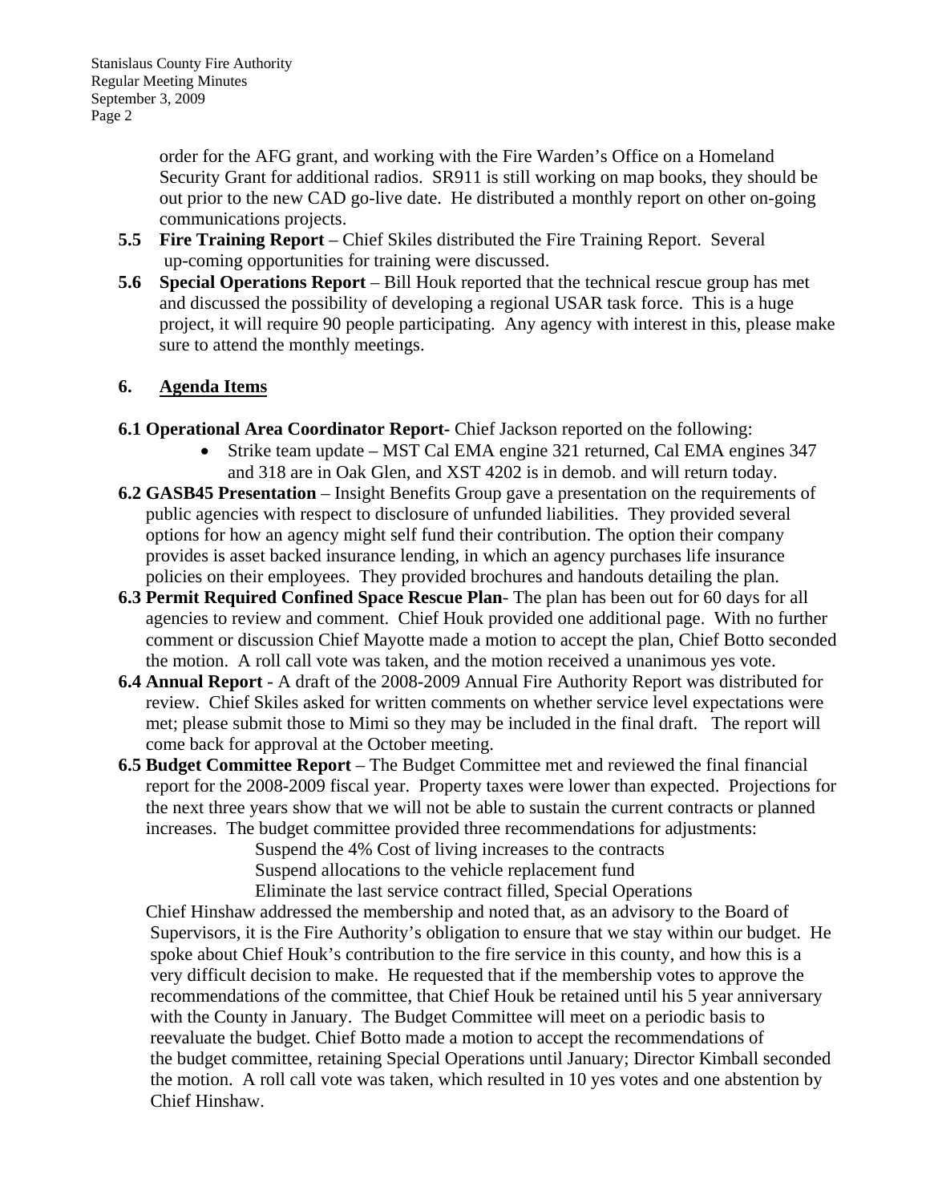order for the AFG grant, and working with the Fire Warden's Office on a Homeland Security Grant for additional radios. SR911 is still working on map books, they should be out prior to the new CAD go-live date. He distributed a monthly report on other on-going communications projects.

- **5.5 Fire Training Report** – Chief Skiles distributed the Fire Training Report. Several up-coming opportunities for training were discussed.
- **5.6 Special Operations Report** – Bill Houk reported that the technical rescue group has met and discussed the possibility of developing a regional USAR task force. This is a huge project, it will require 90 people participating. Any agency with interest in this, please make sure to attend the monthly meetings.

## 6. Agenda Items

**6.1 Operational Area Coordinator Report**- Chief Jackson reported on the following:

- Strike team update – MST Cal EMA engine 321 returned, Cal EMA engines 347 and 318 are in Oak Glen, and XST 4202 is in demob. and will return today.

**6.2 GASB45 Presentation** – Insight Benefits Group gave a presentation on the requirements of public agencies with respect to disclosure of unfunded liabilities. They provided several options for how an agency might self fund their contribution. The option their company provides is asset backed insurance lending, in which an agency purchases life insurance policies on their employees. They provided brochures and handouts detailing the plan.

**6.3 Permit Required Confined Space Rescue Plan**- The plan has been out for 60 days for all agencies to review and comment. Chief Houk provided one additional page. With no further comment or discussion Chief Mayotte made a motion to accept the plan, Chief Botto seconded the motion. A roll call vote was taken, and the motion received a unanimous yes vote.

**6.4 Annual Report** - A draft of the 2008-2009 Annual Fire Authority Report was distributed for review. Chief Skiles asked for written comments on whether service level expectations were met; please submit those to Mimi so they may be included in the final draft. The report will come back for approval at the October meeting.

**6.5 Budget Committee Report** – The Budget Committee met and reviewed the final financial report for the 2008-2009 fiscal year. Property taxes were lower than expected. Projections for the next three years show that we will not be able to sustain the current contracts or planned increases. The budget committee provided three recommendations for adjustments:

Suspend the 4% Cost of living increases to the contracts
Suspend allocations to the vehicle replacement fund
Eliminate the last service contract filled, Special Operations

Chief Hinshaw addressed the membership and noted that, as an advisory to the Board of Supervisors, it is the Fire Authority's obligation to ensure that we stay within our budget. He spoke about Chief Houk's contribution to the fire service in this county, and how this is a very difficult decision to make. He requested that if the membership votes to approve the recommendations of the committee, that Chief Houk be retained until his 5 year anniversary with the County in January. The Budget Committee will meet on a periodic basis to reevaluate the budget. Chief Botto made a motion to accept the recommendations of the budget committee, retaining Special Operations until January; Director Kimball seconded the motion. A roll call vote was taken, which resulted in 10 yes votes and one abstention by Chief Hinshaw.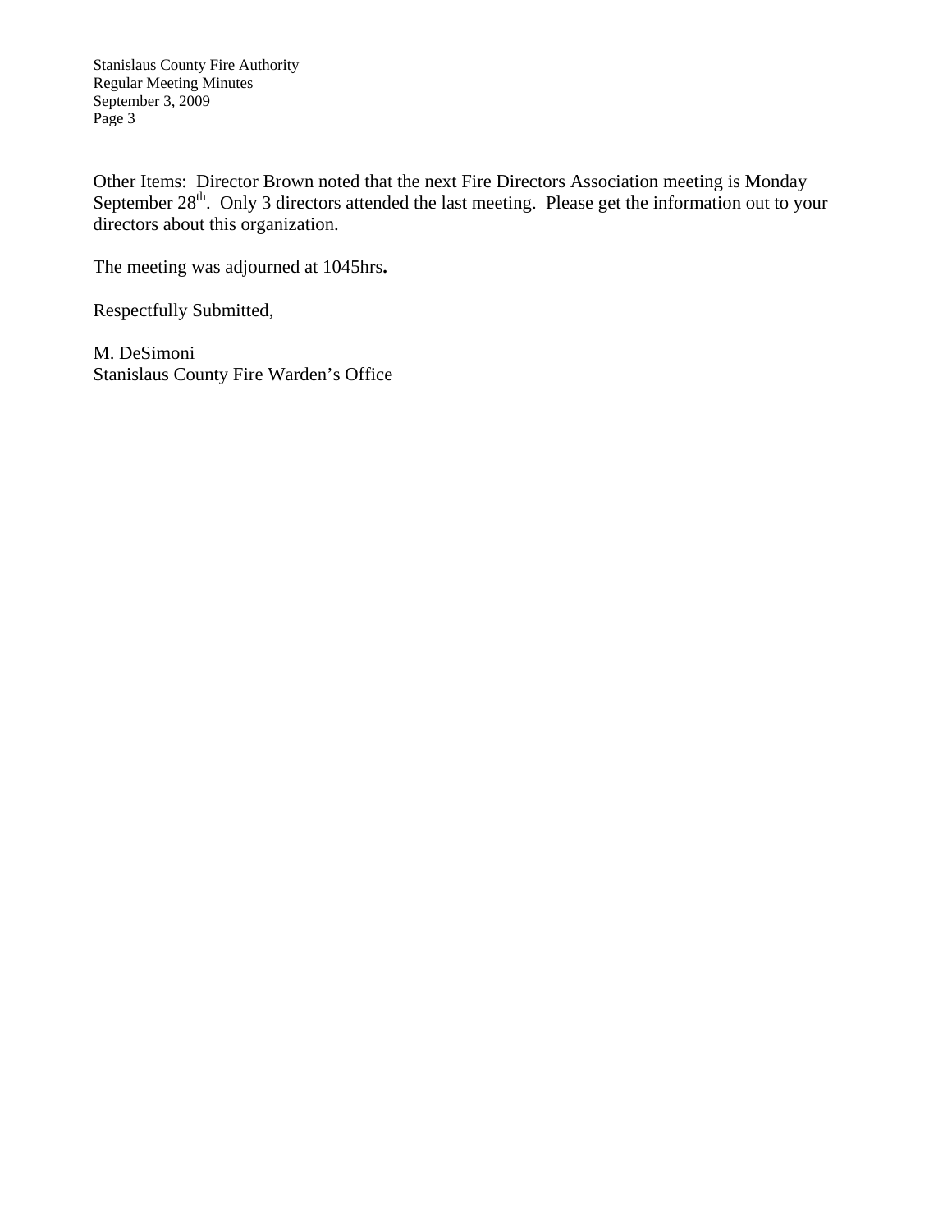Other Items: Director Brown noted that the next Fire Directors Association meeting is Monday September $28^{th}$. Only 3 directors attended the last meeting. Please get the information out to your directors about this organization.

The meeting was adjourned at 1045hrs**.**

Respectfully Submitted,

M. DeSimoni
Stanislaus County Fire Warden's Office